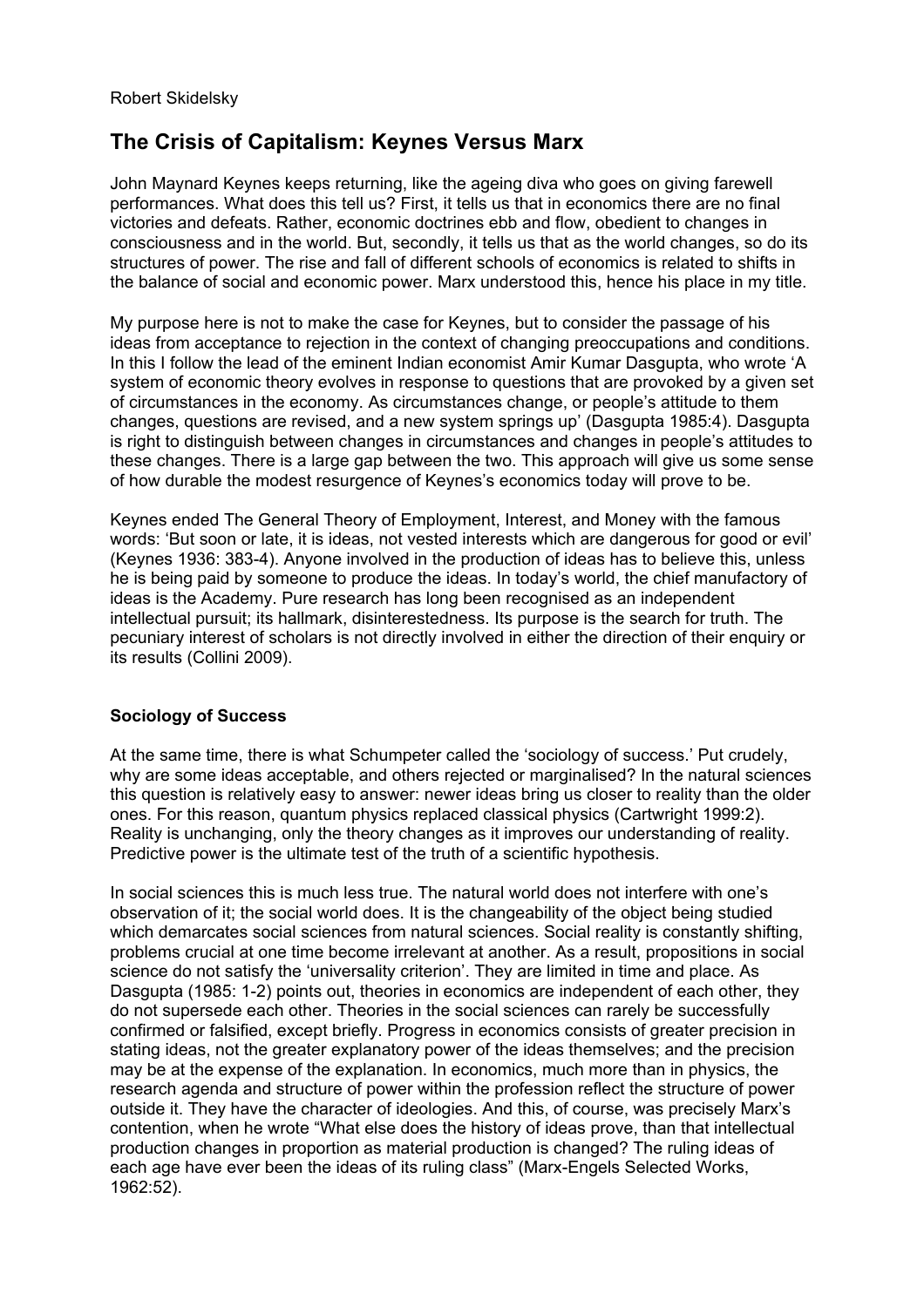Robert Skidelsky

# The Crisis of Capitalism: Keynes Versus Marx

John Maynard Keynes keeps returning, like the ageing diva who goes on giving farewell performances. What does this tell us? First, it tells us that in economics there are no final victories and defeats. Rather, economic doctrines ebb and flow, obedient to changes in consciousness and in the world. But, secondly, it tells us that as the world changes, so do its structures of power. The rise and fall of different schools of economics is related to shifts in the balance of social and economic power. Marx understood this, hence his place in my title.

My purpose here is not to make the case for Keynes, but to consider the passage of his ideas from acceptance to rejection in the context of changing preoccupations and conditions. In this I follow the lead of the eminent Indian economist Amir Kumar Dasgupta, who wrote 'A system of economic theory evolves in response to questions that are provoked by a given set of circumstances in the economy. As circumstances change, or people's attitude to them changes, questions are revised, and a new system springs up' (Dasgupta 1985:4). Dasgupta is right to distinguish between changes in circumstances and changes in people's attitudes to these changes. There is a large gap between the two. This approach will give us some sense of how durable the modest resurgence of Keynes's economics today will prove to be.

Keynes ended The General Theory of Employment, Interest, and Money with the famous words: 'But soon or late, it is ideas, not vested interests which are dangerous for good or evil' (Keynes 1936: 383-4). Anyone involved in the production of ideas has to believe this, unless he is being paid by someone to produce the ideas. In today's world, the chief manufactory of ideas is the Academy. Pure research has long been recognised as an independent intellectual pursuit; its hallmark, disinterestedness. Its purpose is the search for truth. The pecuniary interest of scholars is not directly involved in either the direction of their enquiry or its results (Collini 2009).

### Sociology of Success

At the same time, there is what Schumpeter called the 'sociology of success.' Put crudely, why are some ideas acceptable, and others rejected or marginalised? In the natural sciences this question is relatively easy to answer: newer ideas bring us closer to reality than the older ones. For this reason, quantum physics replaced classical physics (Cartwright 1999:2). Reality is unchanging, only the theory changes as it improves our understanding of reality. Predictive power is the ultimate test of the truth of a scientific hypothesis.

In social sciences this is much less true. The natural world does not interfere with one's observation of it; the social world does. It is the changeability of the object being studied which demarcates social sciences from natural sciences. Social reality is constantly shifting, problems crucial at one time become irrelevant at another. As a result, propositions in social science do not satisfy the 'universality criterion'. They are limited in time and place. As Dasgupta (1985: 1-2) points out, theories in economics are independent of each other, they do not supersede each other. Theories in the social sciences can rarely be successfully confirmed or falsified, except briefly. Progress in economics consists of greater precision in stating ideas, not the greater explanatory power of the ideas themselves; and the precision may be at the expense of the explanation. In economics, much more than in physics, the research agenda and structure of power within the profession reflect the structure of power outside it. They have the character of ideologies. And this, of course, was precisely Marx's contention, when he wrote "What else does the history of ideas prove, than that intellectual production changes in proportion as material production is changed? The ruling ideas of each age have ever been the ideas of its ruling class" (Marx-Engels Selected Works, 1962:52).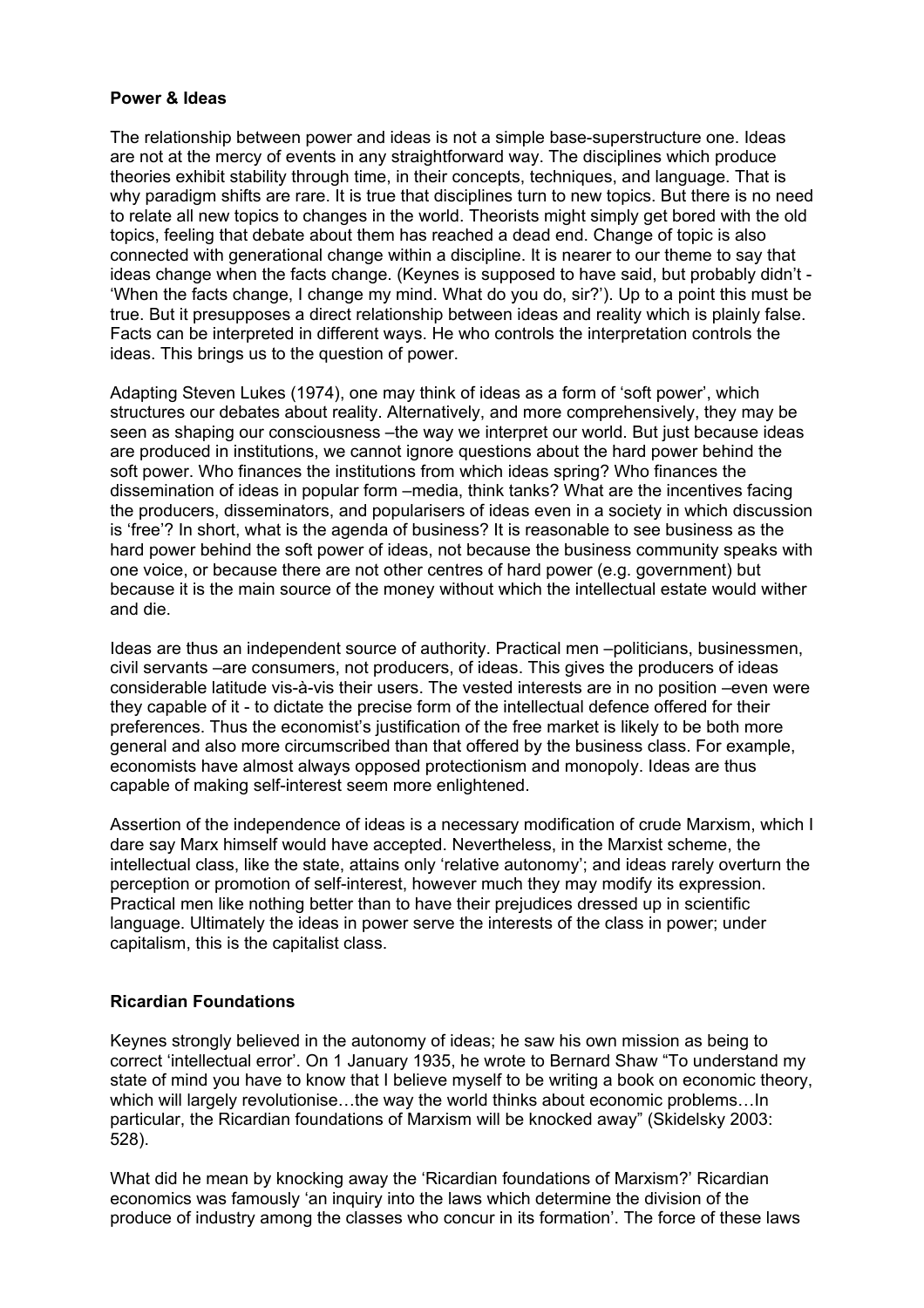**Power & Ideas**

The relationship between power and ideas is not a simple base-superstructure one. Ideas are not at the mercy of events in any straightforward way. The disciplines which produce theories exhibit stability through time, in their concepts, techniques, and language. That is why paradigm shifts are rare. It is true that disciplines turn to new topics. But there is no need to relate all new topics to changes in the world. Theorists might simply get bored with the old topics, feeling that debate about them has reached a dead end. Change of topic is also connected with generational change within a discipline. It is nearer to our theme to say that ideas change when the facts change. (Keynes is supposed to have said, but probably didn't - 'When the facts change, I change my mind. What do you do, sir?'). Up to a point this must be true. But it presupposes a direct relationship between ideas and reality which is plainly false. Facts can be interpreted in different ways. He who controls the interpretation controls the ideas. This brings us to the question of power.

Adapting Steven Lukes (1974), one may think of ideas as a form of 'soft power', which structures our debates about reality. Alternatively, and more comprehensively, they may be seen as shaping our consciousness –the way we interpret our world. But just because ideas are produced in institutions, we cannot ignore questions about the hard power behind the soft power. Who finances the institutions from which ideas spring? Who finances the dissemination of ideas in popular form –media, think tanks? What are the incentives facing the producers, disseminators, and popularisers of ideas even in a society in which discussion is 'free'? In short, what is the agenda of business? It is reasonable to see business as the hard power behind the soft power of ideas, not because the business community speaks with one voice, or because there are not other centres of hard power (e.g. government) but because it is the main source of the money without which the intellectual estate would wither and die.

Ideas are thus an independent source of authority. Practical men –politicians, businessmen, civil servants –are consumers, not producers, of ideas. This gives the producers of ideas considerable latitude vis-à-vis their users. The vested interests are in no position –even were they capable of it - to dictate the precise form of the intellectual defence offered for their preferences. Thus the economist's justification of the free market is likely to be both more general and also more circumscribed than that offered by the business class. For example, economists have almost always opposed protectionism and monopoly. Ideas are thus capable of making self-interest seem more enlightened.

Assertion of the independence of ideas is a necessary modification of crude Marxism, which I dare say Marx himself would have accepted. Nevertheless, in the Marxist scheme, the intellectual class, like the state, attains only 'relative autonomy'; and ideas rarely overturn the perception or promotion of self-interest, however much they may modify its expression. Practical men like nothing better than to have their prejudices dressed up in scientific language. Ultimately the ideas in power serve the interests of the class in power; under capitalism, this is the capitalist class.

**Ricardian Foundations**

Keynes strongly believed in the autonomy of ideas; he saw his own mission as being to correct 'intellectual error'. On 1 January 1935, he wrote to Bernard Shaw "To understand my state of mind you have to know that I believe myself to be writing a book on economic theory, which will largely revolutionise…the way the world thinks about economic problems…In particular, the Ricardian foundations of Marxism will be knocked away" (Skidelsky 2003: 528).

What did he mean by knocking away the 'Ricardian foundations of Marxism?' Ricardian economics was famously 'an inquiry into the laws which determine the division of the produce of industry among the classes who concur in its formation'. The force of these laws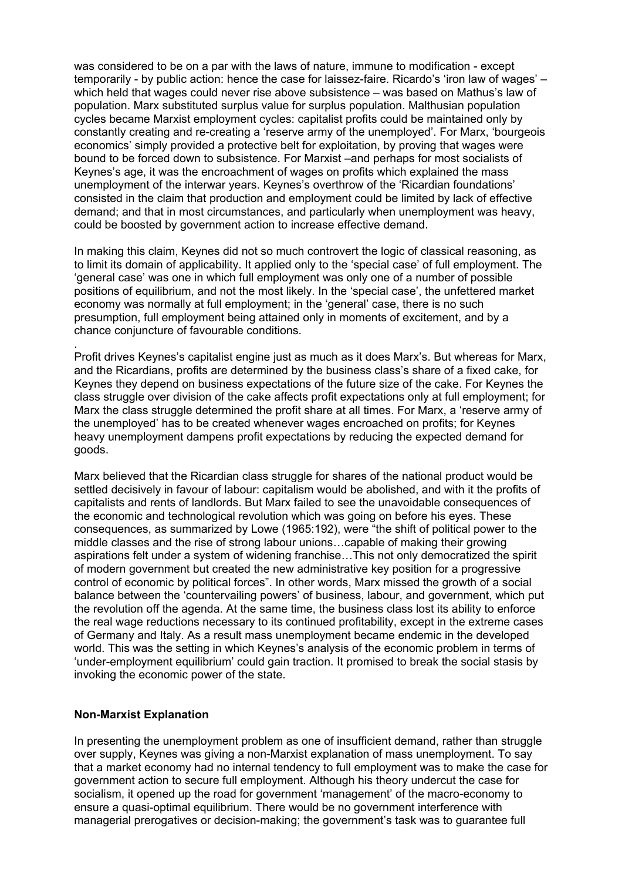was considered to be on a par with the laws of nature, immune to modification - except temporarily - by public action: hence the case for laissez-faire. Ricardo's 'iron law of wages' – which held that wages could never rise above subsistence – was based on Mathus's law of population. Marx substituted surplus value for surplus population. Malthusian population cycles became Marxist employment cycles: capitalist profits could be maintained only by constantly creating and re-creating a 'reserve army of the unemployed'. For Marx, 'bourgeois economics' simply provided a protective belt for exploitation, by proving that wages were bound to be forced down to subsistence. For Marxist –and perhaps for most socialists of Keynes's age, it was the encroachment of wages on profits which explained the mass unemployment of the interwar years. Keynes's overthrow of the 'Ricardian foundations' consisted in the claim that production and employment could be limited by lack of effective demand; and that in most circumstances, and particularly when unemployment was heavy, could be boosted by government action to increase effective demand.

In making this claim, Keynes did not so much controvert the logic of classical reasoning, as to limit its domain of applicability. It applied only to the 'special case' of full employment. The 'general case' was one in which full employment was only one of a number of possible positions of equilibrium, and not the most likely. In the 'special case', the unfettered market economy was normally at full employment; in the 'general' case, there is no such presumption, full employment being attained only in moments of excitement, and by a chance conjuncture of favourable conditions.

.
Profit drives Keynes's capitalist engine just as much as it does Marx's. But whereas for Marx, and the Ricardians, profits are determined by the business class's share of a fixed cake, for Keynes they depend on business expectations of the future size of the cake. For Keynes the class struggle over division of the cake affects profit expectations only at full employment; for Marx the class struggle determined the profit share at all times. For Marx, a 'reserve army of the unemployed' has to be created whenever wages encroached on profits; for Keynes heavy unemployment dampens profit expectations by reducing the expected demand for goods.

Marx believed that the Ricardian class struggle for shares of the national product would be settled decisively in favour of labour: capitalism would be abolished, and with it the profits of capitalists and rents of landlords. But Marx failed to see the unavoidable consequences of the economic and technological revolution which was going on before his eyes. These consequences, as summarized by Lowe (1965:192), were "the shift of political power to the middle classes and the rise of strong labour unions…capable of making their growing aspirations felt under a system of widening franchise…This not only democratized the spirit of modern government but created the new administrative key position for a progressive control of economic by political forces". In other words, Marx missed the growth of a social balance between the 'countervailing powers' of business, labour, and government, which put the revolution off the agenda. At the same time, the business class lost its ability to enforce the real wage reductions necessary to its continued profitability, except in the extreme cases of Germany and Italy. As a result mass unemployment became endemic in the developed world. This was the setting in which Keynes's analysis of the economic problem in terms of 'under-employment equilibrium' could gain traction. It promised to break the social stasis by invoking the economic power of the state.

### Non-Marxist Explanation

In presenting the unemployment problem as one of insufficient demand, rather than struggle over supply, Keynes was giving a non-Marxist explanation of mass unemployment. To say that a market economy had no internal tendency to full employment was to make the case for government action to secure full employment. Although his theory undercut the case for socialism, it opened up the road for government 'management' of the macro-economy to ensure a quasi-optimal equilibrium. There would be no government interference with managerial prerogatives or decision-making; the government's task was to guarantee full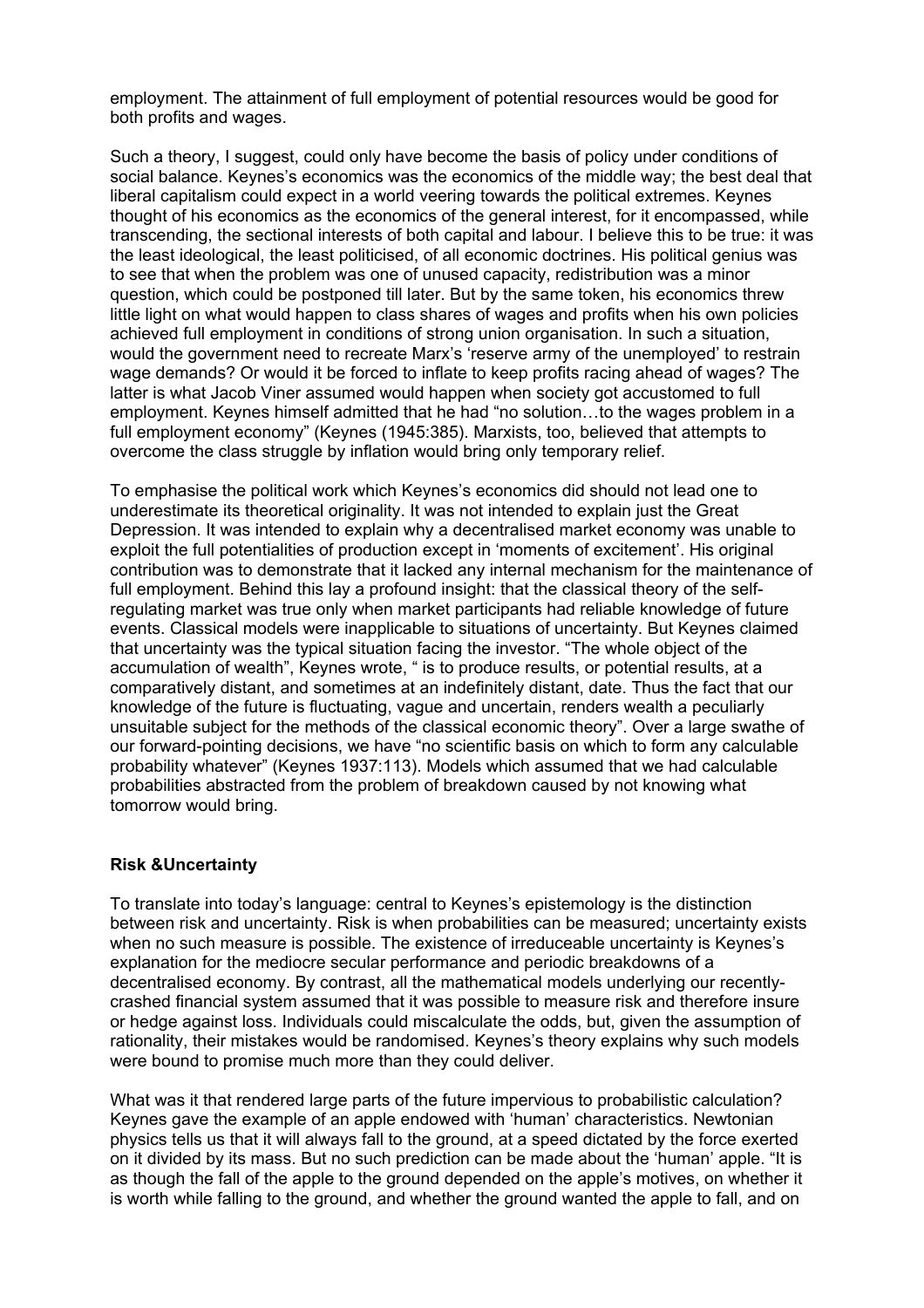employment. The attainment of full employment of potential resources would be good for both profits and wages.

Such a theory, I suggest, could only have become the basis of policy under conditions of social balance. Keynes's economics was the economics of the middle way; the best deal that liberal capitalism could expect in a world veering towards the political extremes. Keynes thought of his economics as the economics of the general interest, for it encompassed, while transcending, the sectional interests of both capital and labour. I believe this to be true: it was the least ideological, the least politicised, of all economic doctrines. His political genius was to see that when the problem was one of unused capacity, redistribution was a minor question, which could be postponed till later. But by the same token, his economics threw little light on what would happen to class shares of wages and profits when his own policies achieved full employment in conditions of strong union organisation. In such a situation, would the government need to recreate Marx's 'reserve army of the unemployed' to restrain wage demands? Or would it be forced to inflate to keep profits racing ahead of wages? The latter is what Jacob Viner assumed would happen when society got accustomed to full employment. Keynes himself admitted that he had "no solution…to the wages problem in a full employment economy" (Keynes (1945:385). Marxists, too, believed that attempts to overcome the class struggle by inflation would bring only temporary relief.

To emphasise the political work which Keynes's economics did should not lead one to underestimate its theoretical originality. It was not intended to explain just the Great Depression. It was intended to explain why a decentralised market economy was unable to exploit the full potentialities of production except in 'moments of excitement'. His original contribution was to demonstrate that it lacked any internal mechanism for the maintenance of full employment. Behind this lay a profound insight: that the classical theory of the self-regulating market was true only when market participants had reliable knowledge of future events. Classical models were inapplicable to situations of uncertainty. But Keynes claimed that uncertainty was the typical situation facing the investor. "The whole object of the accumulation of wealth", Keynes wrote, " is to produce results, or potential results, at a comparatively distant, and sometimes at an indefinitely distant, date. Thus the fact that our knowledge of the future is fluctuating, vague and uncertain, renders wealth a peculiarly unsuitable subject for the methods of the classical economic theory". Over a large swathe of our forward-pointing decisions, we have "no scientific basis on which to form any calculable probability whatever" (Keynes 1937:113). Models which assumed that we had calculable probabilities abstracted from the problem of breakdown caused by not knowing what tomorrow would bring.

### Risk &Uncertainty

To translate into today's language: central to Keynes's epistemology is the distinction between risk and uncertainty. Risk is when probabilities can be measured; uncertainty exists when no such measure is possible. The existence of irreducible uncertainty is Keynes's explanation for the mediocre secular performance and periodic breakdowns of a decentralised economy. By contrast, all the mathematical models underlying our recently-crashed financial system assumed that it was possible to measure risk and therefore insure or hedge against loss. Individuals could miscalculate the odds, but, given the assumption of rationality, their mistakes would be randomised. Keynes's theory explains why such models were bound to promise much more than they could deliver.

What was it that rendered large parts of the future impervious to probabilistic calculation? Keynes gave the example of an apple endowed with 'human' characteristics. Newtonian physics tells us that it will always fall to the ground, at a speed dictated by the force exerted on it divided by its mass. But no such prediction can be made about the 'human' apple. "It is as though the fall of the apple to the ground depended on the apple's motives, on whether it is worth while falling to the ground, and whether the ground wanted the apple to fall, and on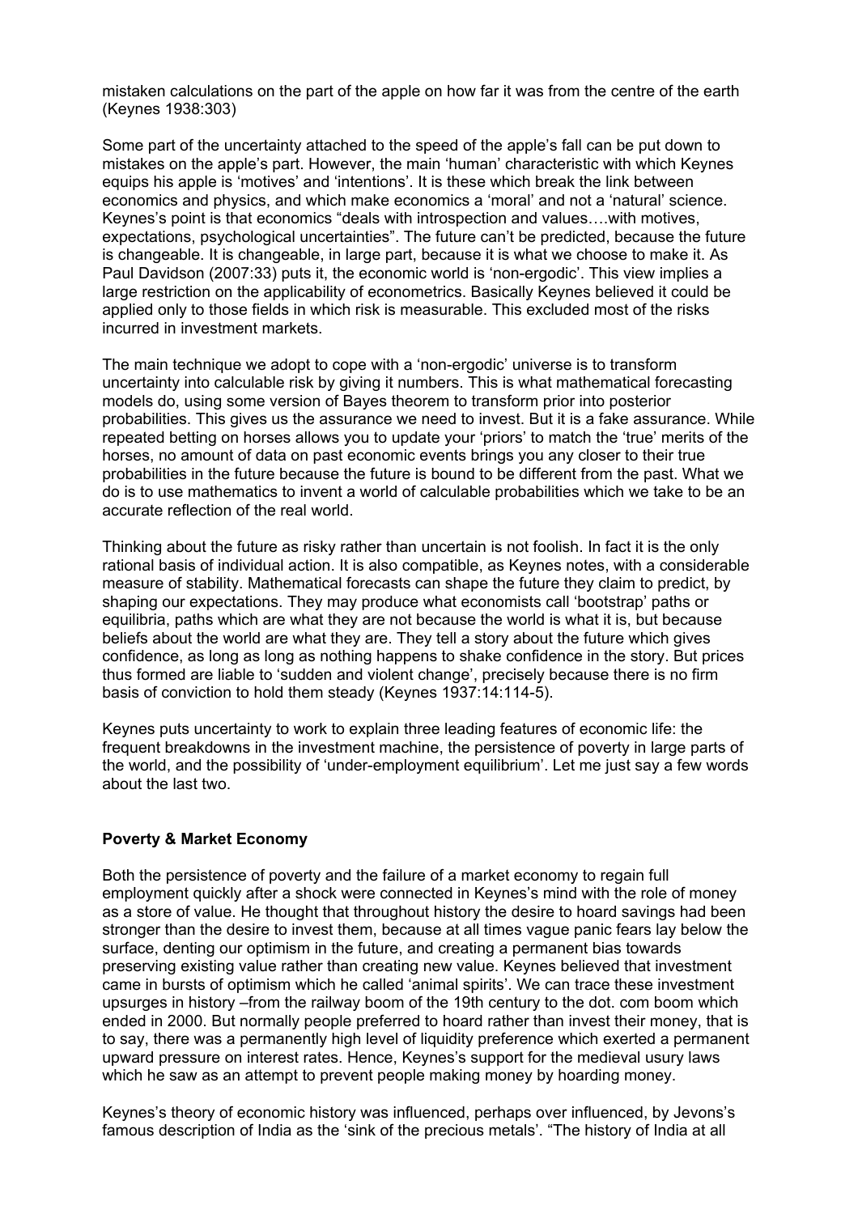mistaken calculations on the part of the apple on how far it was from the centre of the earth (Keynes 1938:303)

Some part of the uncertainty attached to the speed of the apple's fall can be put down to mistakes on the apple's part. However, the main 'human' characteristic with which Keynes equips his apple is 'motives' and 'intentions'. It is these which break the link between economics and physics, and which make economics a 'moral' and not a 'natural' science. Keynes's point is that economics "deals with introspection and values….with motives, expectations, psychological uncertainties". The future can't be predicted, because the future is changeable. It is changeable, in large part, because it is what we choose to make it. As Paul Davidson (2007:33) puts it, the economic world is 'non-ergodic'. This view implies a large restriction on the applicability of econometrics. Basically Keynes believed it could be applied only to those fields in which risk is measurable. This excluded most of the risks incurred in investment markets.

The main technique we adopt to cope with a 'non-ergodic' universe is to transform uncertainty into calculable risk by giving it numbers. This is what mathematical forecasting models do, using some version of Bayes theorem to transform prior into posterior probabilities. This gives us the assurance we need to invest. But it is a fake assurance. While repeated betting on horses allows you to update your 'priors' to match the 'true' merits of the horses, no amount of data on past economic events brings you any closer to their true probabilities in the future because the future is bound to be different from the past. What we do is to use mathematics to invent a world of calculable probabilities which we take to be an accurate reflection of the real world.

Thinking about the future as risky rather than uncertain is not foolish. In fact it is the only rational basis of individual action. It is also compatible, as Keynes notes, with a considerable measure of stability. Mathematical forecasts can shape the future they claim to predict, by shaping our expectations. They may produce what economists call 'bootstrap' paths or equilibria, paths which are what they are not because the world is what it is, but because beliefs about the world are what they are. They tell a story about the future which gives confidence, as long as long as nothing happens to shake confidence in the story. But prices thus formed are liable to 'sudden and violent change', precisely because there is no firm basis of conviction to hold them steady (Keynes 1937:14:114-5).

Keynes puts uncertainty to work to explain three leading features of economic life: the frequent breakdowns in the investment machine, the persistence of poverty in large parts of the world, and the possibility of 'under-employment equilibrium'. Let me just say a few words about the last two.

## Poverty & Market Economy

Both the persistence of poverty and the failure of a market economy to regain full employment quickly after a shock were connected in Keynes's mind with the role of money as a store of value. He thought that throughout history the desire to hoard savings had been stronger than the desire to invest them, because at all times vague panic fears lay below the surface, denting our optimism in the future, and creating a permanent bias towards preserving existing value rather than creating new value. Keynes believed that investment came in bursts of optimism which he called 'animal spirits'. We can trace these investment upsurges in history –from the railway boom of the 19th century to the dot. com boom which ended in 2000. But normally people preferred to hoard rather than invest their money, that is to say, there was a permanently high level of liquidity preference which exerted a permanent upward pressure on interest rates. Hence, Keynes's support for the medieval usury laws which he saw as an attempt to prevent people making money by hoarding money.

Keynes's theory of economic history was influenced, perhaps over influenced, by Jevons's famous description of India as the 'sink of the precious metals'. "The history of India at all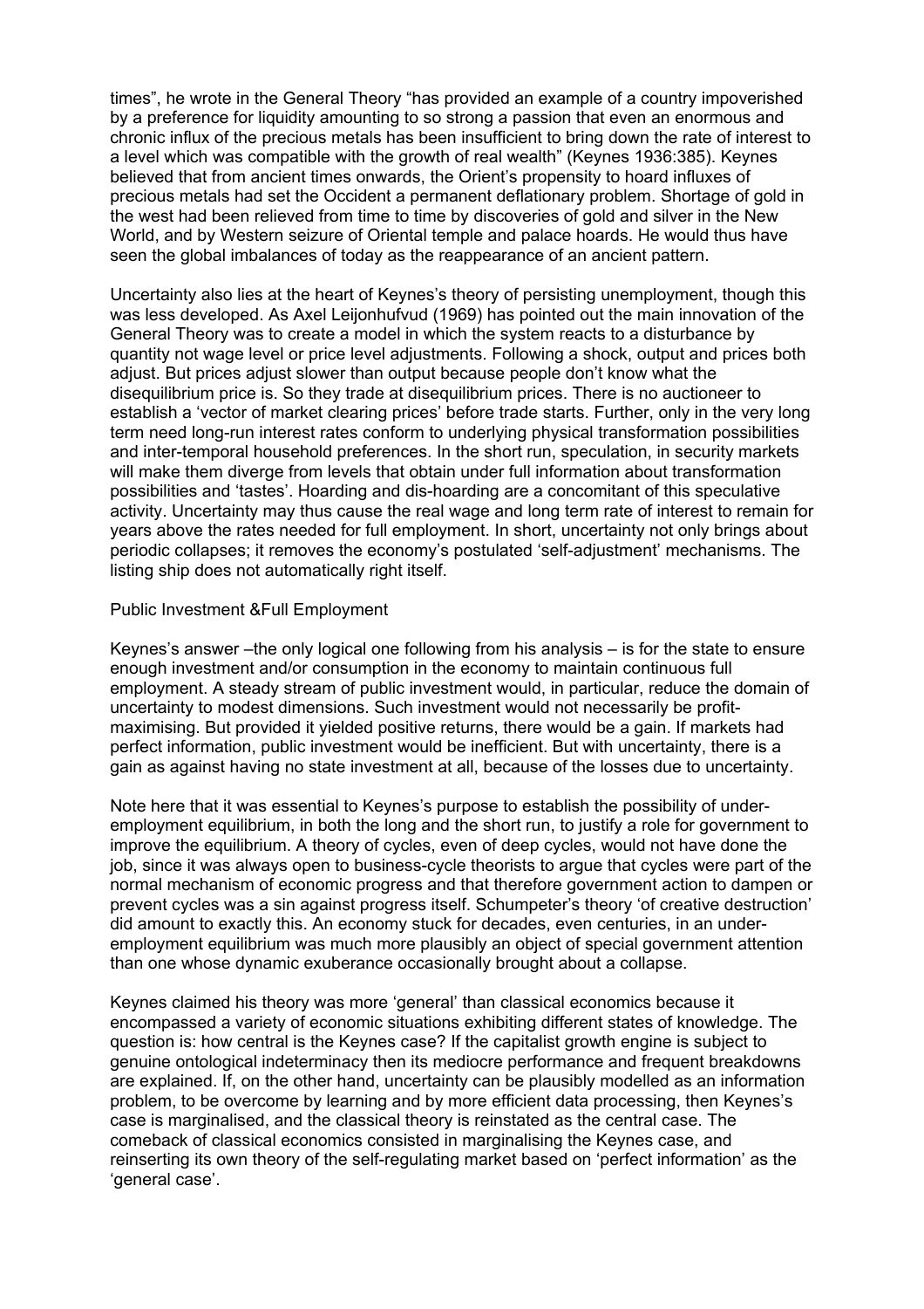times", he wrote in the General Theory "has provided an example of a country impoverished by a preference for liquidity amounting to so strong a passion that even an enormous and chronic influx of the precious metals has been insufficient to bring down the rate of interest to a level which was compatible with the growth of real wealth" (Keynes 1936:385). Keynes believed that from ancient times onwards, the Orient's propensity to hoard influxes of precious metals had set the Occident a permanent deflationary problem. Shortage of gold in the west had been relieved from time to time by discoveries of gold and silver in the New World, and by Western seizure of Oriental temple and palace hoards. He would thus have seen the global imbalances of today as the reappearance of an ancient pattern.

Uncertainty also lies at the heart of Keynes's theory of persisting unemployment, though this was less developed. As Axel Leijonhufvud (1969) has pointed out the main innovation of the General Theory was to create a model in which the system reacts to a disturbance by quantity not wage level or price level adjustments. Following a shock, output and prices both adjust. But prices adjust slower than output because people don't know what the disequilibrium price is. So they trade at disequilibrium prices. There is no auctioneer to establish a 'vector of market clearing prices' before trade starts. Further, only in the very long term need long-run interest rates conform to underlying physical transformation possibilities and inter-temporal household preferences. In the short run, speculation, in security markets will make them diverge from levels that obtain under full information about transformation possibilities and 'tastes'. Hoarding and dis-hoarding are a concomitant of this speculative activity. Uncertainty may thus cause the real wage and long term rate of interest to remain for years above the rates needed for full employment. In short, uncertainty not only brings about periodic collapses; it removes the economy's postulated 'self-adjustment' mechanisms. The listing ship does not automatically right itself.

## Public Investment &Full Employment

Keynes's answer –the only logical one following from his analysis – is for the state to ensure enough investment and/or consumption in the economy to maintain continuous full employment. A steady stream of public investment would, in particular, reduce the domain of uncertainty to modest dimensions. Such investment would not necessarily be profit-maximising. But provided it yielded positive returns, there would be a gain. If markets had perfect information, public investment would be inefficient. But with uncertainty, there is a gain as against having no state investment at all, because of the losses due to uncertainty.

Note here that it was essential to Keynes's purpose to establish the possibility of under-employment equilibrium, in both the long and the short run, to justify a role for government to improve the equilibrium. A theory of cycles, even of deep cycles, would not have done the job, since it was always open to business-cycle theorists to argue that cycles were part of the normal mechanism of economic progress and that therefore government action to dampen or prevent cycles was a sin against progress itself. Schumpeter's theory 'of creative destruction' did amount to exactly this. An economy stuck for decades, even centuries, in an under-employment equilibrium was much more plausibly an object of special government attention than one whose dynamic exuberance occasionally brought about a collapse.

Keynes claimed his theory was more 'general' than classical economics because it encompassed a variety of economic situations exhibiting different states of knowledge. The question is: how central is the Keynes case? If the capitalist growth engine is subject to genuine ontological indeterminacy then its mediocre performance and frequent breakdowns are explained. If, on the other hand, uncertainty can be plausibly modelled as an information problem, to be overcome by learning and by more efficient data processing, then Keynes's case is marginalised, and the classical theory is reinstated as the central case. The comeback of classical economics consisted in marginalising the Keynes case, and reinserting its own theory of the self-regulating market based on 'perfect information' as the 'general case'.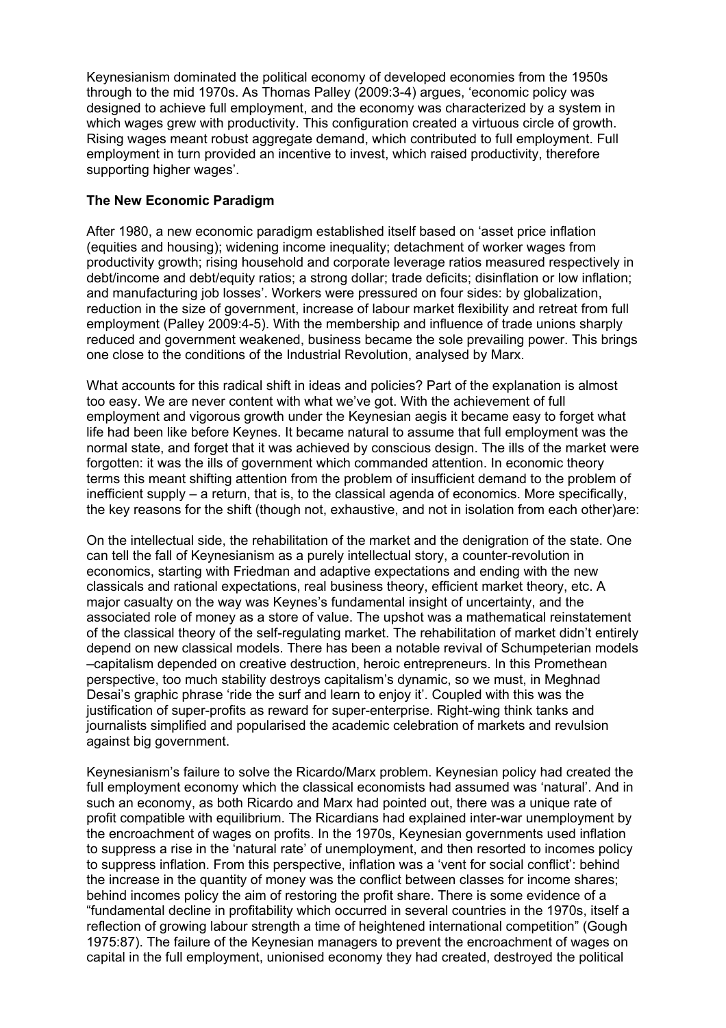Keynesianism dominated the political economy of developed economies from the 1950s through to the mid 1970s. As Thomas Palley (2009:3-4) argues, 'economic policy was designed to achieve full employment, and the economy was characterized by a system in which wages grew with productivity. This configuration created a virtuous circle of growth. Rising wages meant robust aggregate demand, which contributed to full employment. Full employment in turn provided an incentive to invest, which raised productivity, therefore supporting higher wages'.

**The New Economic Paradigm**

After 1980, a new economic paradigm established itself based on 'asset price inflation (equities and housing); widening income inequality; detachment of worker wages from productivity growth; rising household and corporate leverage ratios measured respectively in debt/income and debt/equity ratios; a strong dollar; trade deficits; disinflation or low inflation; and manufacturing job losses'. Workers were pressured on four sides: by globalization, reduction in the size of government, increase of labour market flexibility and retreat from full employment (Palley 2009:4-5). With the membership and influence of trade unions sharply reduced and government weakened, business became the sole prevailing power. This brings one close to the conditions of the Industrial Revolution, analysed by Marx.

What accounts for this radical shift in ideas and policies? Part of the explanation is almost too easy. We are never content with what we've got. With the achievement of full employment and vigorous growth under the Keynesian aegis it became easy to forget what life had been like before Keynes. It became natural to assume that full employment was the normal state, and forget that it was achieved by conscious design. The ills of the market were forgotten: it was the ills of government which commanded attention. In economic theory terms this meant shifting attention from the problem of insufficient demand to the problem of inefficient supply – a return, that is, to the classical agenda of economics. More specifically, the key reasons for the shift (though not, exhaustive, and not in isolation from each other)are:

On the intellectual side, the rehabilitation of the market and the denigration of the state. One can tell the fall of Keynesianism as a purely intellectual story, a counter-revolution in economics, starting with Friedman and adaptive expectations and ending with the new classicals and rational expectations, real business theory, efficient market theory, etc. A major casualty on the way was Keynes's fundamental insight of uncertainty, and the associated role of money as a store of value. The upshot was a mathematical reinstatement of the classical theory of the self-regulating market. The rehabilitation of market didn't entirely depend on new classical models. There has been a notable revival of Schumpeterian models –capitalism depended on creative destruction, heroic entrepreneurs. In this Promethean perspective, too much stability destroys capitalism's dynamic, so we must, in Meghnad Desai's graphic phrase 'ride the surf and learn to enjoy it'. Coupled with this was the justification of super-profits as reward for super-enterprise. Right-wing think tanks and journalists simplified and popularised the academic celebration of markets and revulsion against big government.

Keynesianism's failure to solve the Ricardo/Marx problem. Keynesian policy had created the full employment economy which the classical economists had assumed was 'natural'. And in such an economy, as both Ricardo and Marx had pointed out, there was a unique rate of profit compatible with equilibrium. The Ricardians had explained inter-war unemployment by the encroachment of wages on profits. In the 1970s, Keynesian governments used inflation to suppress a rise in the 'natural rate' of unemployment, and then resorted to incomes policy to suppress inflation. From this perspective, inflation was a 'vent for social conflict': behind the increase in the quantity of money was the conflict between classes for income shares; behind incomes policy the aim of restoring the profit share. There is some evidence of a "fundamental decline in profitability which occurred in several countries in the 1970s, itself a reflection of growing labour strength a time of heightened international competition" (Gough 1975:87). The failure of the Keynesian managers to prevent the encroachment of wages on capital in the full employment, unionised economy they had created, destroyed the political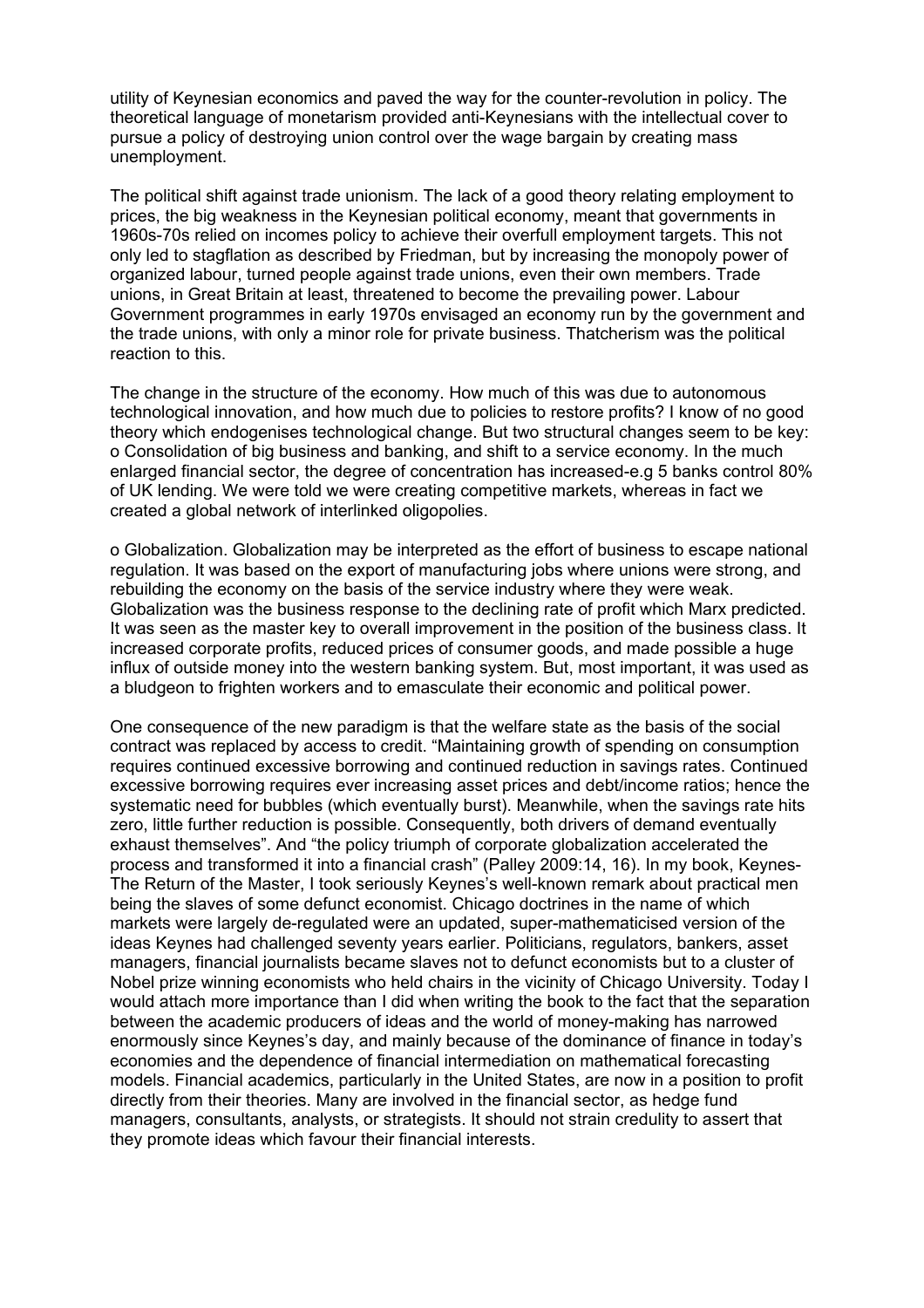utility of Keynesian economics and paved the way for the counter-revolution in policy. The theoretical language of monetarism provided anti-Keynesians with the intellectual cover to pursue a policy of destroying union control over the wage bargain by creating mass unemployment.

The political shift against trade unionism. The lack of a good theory relating employment to prices, the big weakness in the Keynesian political economy, meant that governments in 1960s-70s relied on incomes policy to achieve their overfull employment targets. This not only led to stagflation as described by Friedman, but by increasing the monopoly power of organized labour, turned people against trade unions, even their own members. Trade unions, in Great Britain at least, threatened to become the prevailing power. Labour Government programmes in early 1970s envisaged an economy run by the government and the trade unions, with only a minor role for private business. Thatcherism was the political reaction to this.

The change in the structure of the economy. How much of this was due to autonomous technological innovation, and how much due to policies to restore profits? I know of no good theory which endogenises technological change. But two structural changes seem to be key:

- Consolidation of big business and banking, and shift to a service economy. In the much enlarged financial sector, the degree of concentration has increased-e.g 5 banks control 80% of UK lending. We were told we were creating competitive markets, whereas in fact we created a global network of interlinked oligopolies.

- Globalization. Globalization may be interpreted as the effort of business to escape national regulation. It was based on the export of manufacturing jobs where unions were strong, and rebuilding the economy on the basis of the service industry where they were weak. Globalization was the business response to the declining rate of profit which Marx predicted. It was seen as the master key to overall improvement in the position of the business class. It increased corporate profits, reduced prices of consumer goods, and made possible a huge influx of outside money into the western banking system. But, most important, it was used as a bludgeon to frighten workers and to emasculate their economic and political power.

One consequence of the new paradigm is that the welfare state as the basis of the social contract was replaced by access to credit. "Maintaining growth of spending on consumption requires continued excessive borrowing and continued reduction in savings rates. Continued excessive borrowing requires ever increasing asset prices and debt/income ratios; hence the systematic need for bubbles (which eventually burst). Meanwhile, when the savings rate hits zero, little further reduction is possible. Consequently, both drivers of demand eventually exhaust themselves". And "the policy triumph of corporate globalization accelerated the process and transformed it into a financial crash" (Palley 2009:14, 16). In my book, Keynes-The Return of the Master, I took seriously Keynes's well-known remark about practical men being the slaves of some defunct economist. Chicago doctrines in the name of which markets were largely de-regulated were an updated, super-mathematicised version of the ideas Keynes had challenged seventy years earlier. Politicians, regulators, bankers, asset managers, financial journalists became slaves not to defunct economists but to a cluster of Nobel prize winning economists who held chairs in the vicinity of Chicago University. Today I would attach more importance than I did when writing the book to the fact that the separation between the academic producers of ideas and the world of money-making has narrowed enormously since Keynes's day, and mainly because of the dominance of finance in today's economies and the dependence of financial intermediation on mathematical forecasting models. Financial academics, particularly in the United States, are now in a position to profit directly from their theories. Many are involved in the financial sector, as hedge fund managers, consultants, analysts, or strategists. It should not strain credulity to assert that they promote ideas which favour their financial interests.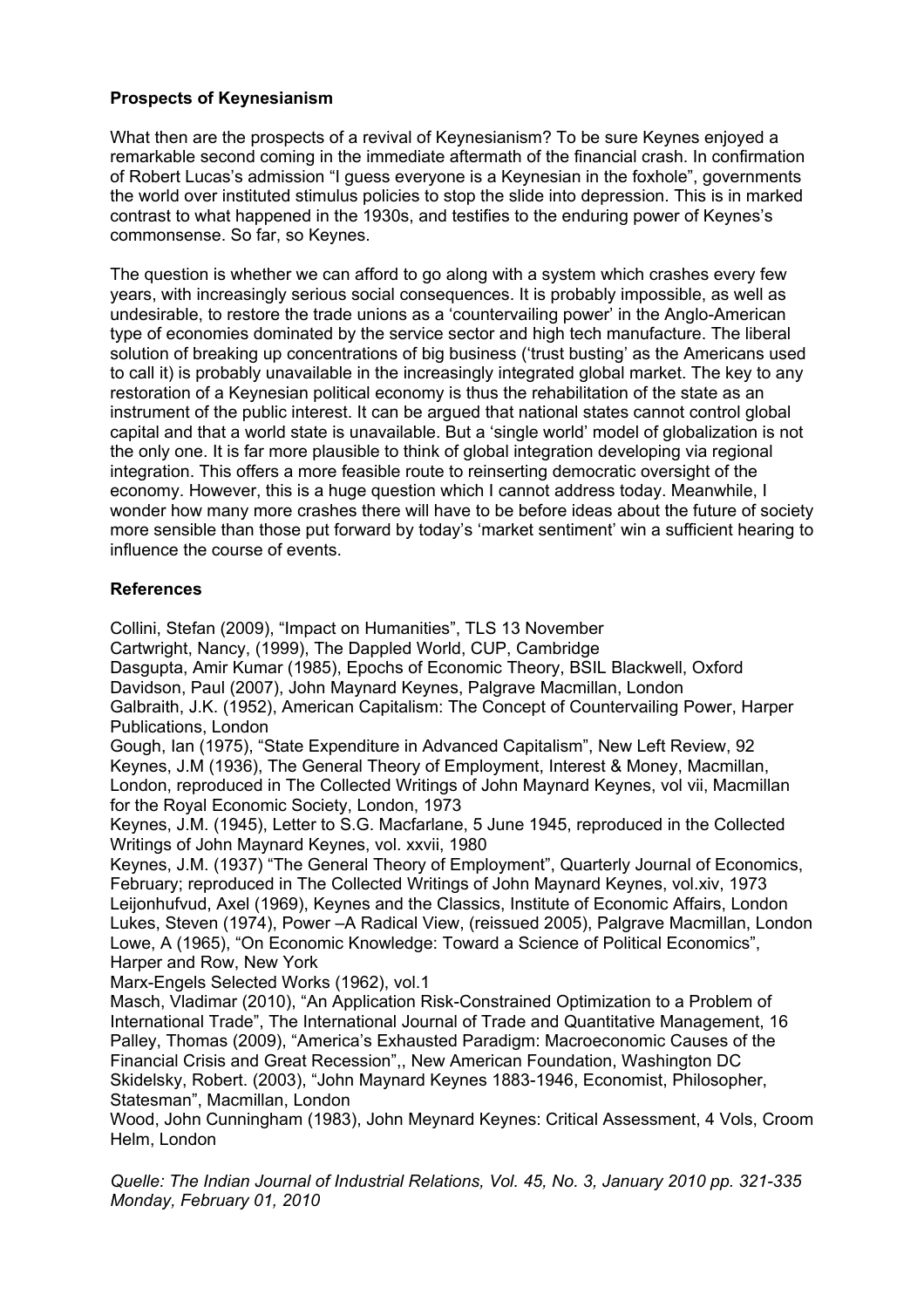**Prospects of Keynesianism**

What then are the prospects of a revival of Keynesianism? To be sure Keynes enjoyed a remarkable second coming in the immediate aftermath of the financial crash. In confirmation of Robert Lucas's admission "I guess everyone is a Keynesian in the foxhole", governments the world over instituted stimulus policies to stop the slide into depression. This is in marked contrast to what happened in the 1930s, and testifies to the enduring power of Keynes's commonsense. So far, so Keynes.

The question is whether we can afford to go along with a system which crashes every few years, with increasingly serious social consequences. It is probably impossible, as well as undesirable, to restore the trade unions as a 'countervailing power' in the Anglo-American type of economies dominated by the service sector and high tech manufacture. The liberal solution of breaking up concentrations of big business ('trust busting' as the Americans used to call it) is probably unavailable in the increasingly integrated global market. The key to any restoration of a Keynesian political economy is thus the rehabilitation of the state as an instrument of the public interest. It can be argued that national states cannot control global capital and that a world state is unavailable. But a 'single world' model of globalization is not the only one. It is far more plausible to think of global integration developing via regional integration. This offers a more feasible route to reinserting democratic oversight of the economy. However, this is a huge question which I cannot address today. Meanwhile, I wonder how many more crashes there will have to be before ideas about the future of society more sensible than those put forward by today's 'market sentiment' win a sufficient hearing to influence the course of events.

**References**

Collini, Stefan (2009), "Impact on Humanities", TLS 13 November
Cartwright, Nancy, (1999), The Dappled World, CUP, Cambridge
Dasgupta, Amir Kumar (1985), Epochs of Economic Theory, BSIL Blackwell, Oxford
Davidson, Paul (2007), John Maynard Keynes, Palgrave Macmillan, London
Galbraith, J.K. (1952), American Capitalism: The Concept of Countervailing Power, Harper Publications, London
Gough, Ian (1975), "State Expenditure in Advanced Capitalism", New Left Review, 92
Keynes, J.M (1936), The General Theory of Employment, Interest & Money, Macmillan, London, reproduced in The Collected Writings of John Maynard Keynes, vol vii, Macmillan for the Royal Economic Society, London, 1973
Keynes, J.M. (1945), Letter to S.G. Macfarlane, 5 June 1945, reproduced in the Collected Writings of John Maynard Keynes, vol. xxvii, 1980
Keynes, J.M. (1937) "The General Theory of Employment", Quarterly Journal of Economics, February; reproduced in The Collected Writings of John Maynard Keynes, vol.xiv, 1973
Leijonhufvud, Axel (1969), Keynes and the Classics, Institute of Economic Affairs, London
Lukes, Steven (1974), Power –A Radical View, (reissued 2005), Palgrave Macmillan, London
Lowe, A (1965), "On Economic Knowledge: Toward a Science of Political Economics", Harper and Row, New York
Marx-Engels Selected Works (1962), vol.1
Masch, Vladimar (2010), "An Application Risk-Constrained Optimization to a Problem of International Trade", The International Journal of Trade and Quantitative Management, 16
Palley, Thomas (2009), "America's Exhausted Paradigm: Macroeconomic Causes of the Financial Crisis and Great Recession",, New American Foundation, Washington DC
Skidelsky, Robert. (2003), "John Maynard Keynes 1883-1946, Economist, Philosopher, Statesman", Macmillan, London
Wood, John Cunningham (1983), John Meynard Keynes: Critical Assessment, 4 Vols, Croom Helm, London

*Quelle: The Indian Journal of Industrial Relations, Vol. 45, No. 3, January 2010 pp. 321-335*
*Monday, February 01, 2010*